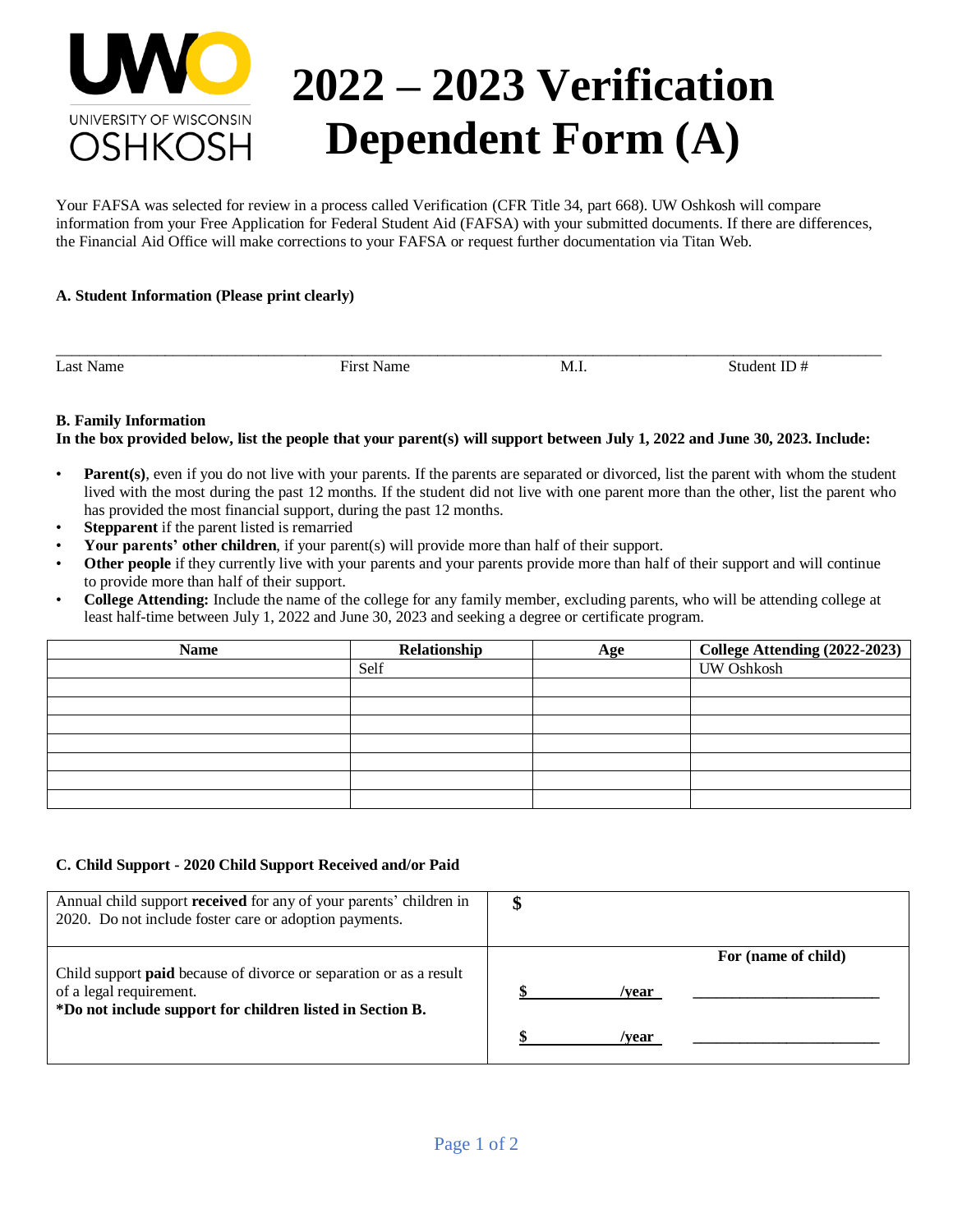UNIVERSITY OF WISCONSIN OSHKOSH

# 2022 – 2023 Verification Dependent Form (A)

Your FAFSA was selected for review in a process called Verification (CFR Title 34, part 668). UW Oshkosh will compare information from your Free Application for Federal Student Aid (FAFSA) with your submitted documents. If there are differences, the Financial Aid Office will make corrections to your FAFSA or request further documentation via Titan Web.

**A. Student Information (Please print clearly)**

\_\_\_\_\_\_\_\_\_\_\_\_\_\_\_\_\_\_\_\_\_\_\_\_\_\_\_\_\_\_\_\_\_\_\_\_\_\_\_\_\_\_\_\_\_\_\_\_\_\_\_\_\_\_\_\_\_\_\_\_\_\_\_\_\_\_\_\_\_\_\_\_\_\_\_\_\_\_

Last Name First Name M.I. Student ID #

**B. Family Information**

**In the box provided below, list the people that your parent(s) will support between July 1, 2022 and June 30, 2023. Include:**

- **Parent(s)**, even if you do not live with your parents. If the parents are separated or divorced, list the parent with whom the student lived with the most during the past 12 months. If the student did not live with one parent more than the other, list the parent who has provided the most financial support, during the past 12 months.
- **Stepparent** if the parent listed is remarried
- **Your parents' other children**, if your parent(s) will provide more than half of their support.
- **Other people** if they currently live with your parents and your parents provide more than half of their support and will continue to provide more than half of their support.
- **College Attending:** Include the name of the college for any family member, excluding parents, who will be attending college at least half-time between July 1, 2022 and June 30, 2023 and seeking a degree or certificate program.

| Name | Relationship | Age | College Attending (2022-2023) |
|---|---|---|---|
| | Self | | UW Oshkosh |
| | | | |
| | | | |
| | | | |
| | | | |
| | | | |
| | | | |
| | | | |

**C. Child Support - 2020 Child Support Received and/or Paid**

| | |
|---|---|
| Annual child support **received** for any of your parents' children in 2020. Do not include foster care or adoption payments. | **$** |
| Child support **paid** because of divorce or separation or as a result of a legal requirement. **\*Do not include support for children listed in Section B.** | **For (name of child)**<br>**$\_\_\_\_\_\_\_\_ /year** \_\_\_\_\_\_\_\_\_\_\_\_\_\_\_\_\_\_\_\_<br>**$\_\_\_\_\_\_\_\_ /year** \_\_\_\_\_\_\_\_\_\_\_\_\_\_\_\_\_\_\_\_ |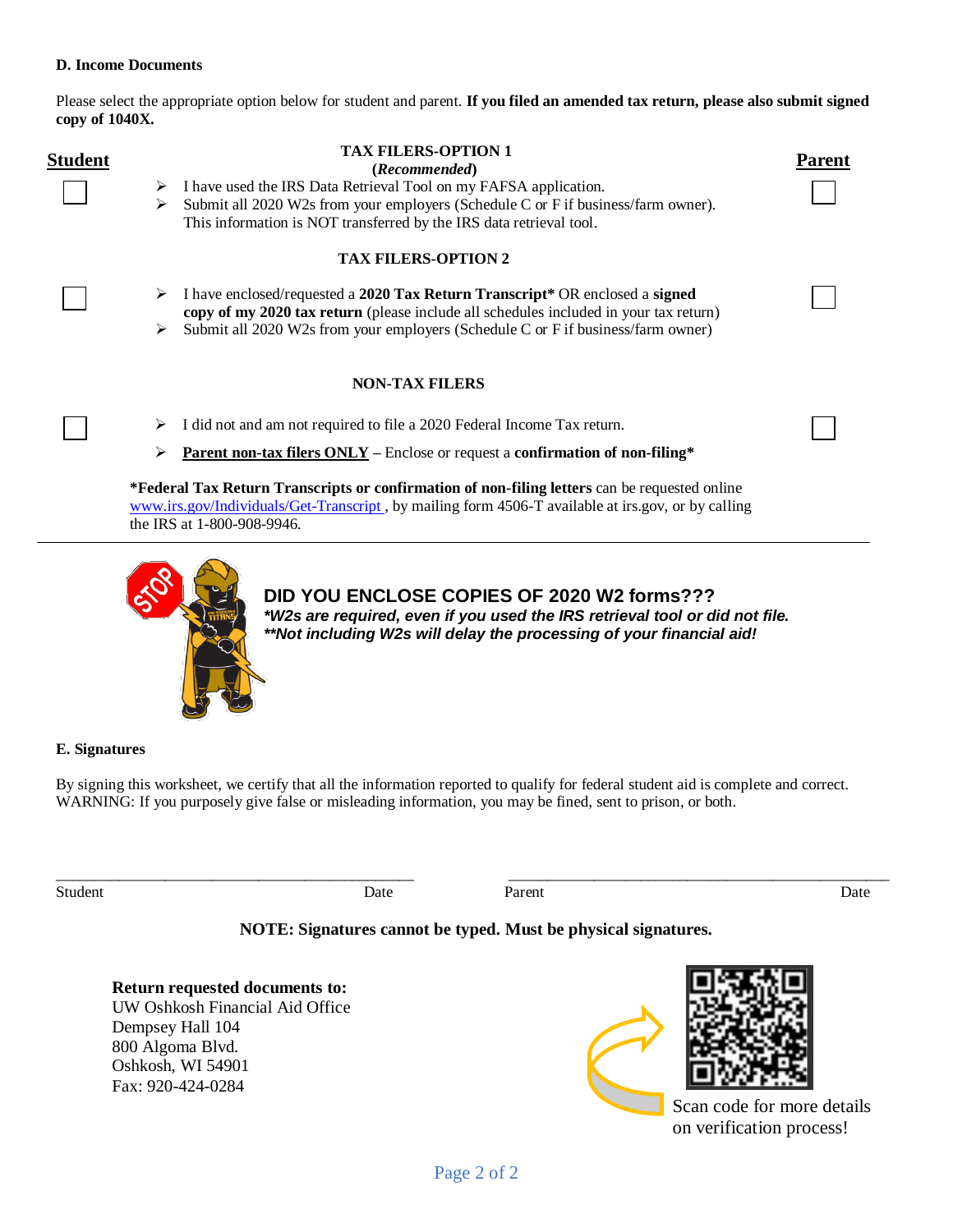**D. Income Documents**

Please select the appropriate option below for student and parent. **If you filed an amended tax return, please also submit signed copy of 1040X.**

| **Student** | | **Parent** |
|---|---|---|
| | **TAX FILERS-OPTION 1** **(*Recommended*)** | |
| ☐ | ➢ I have used the IRS Data Retrieval Tool on my FAFSA application.<br>➢ Submit all 2020 W2s from your employers (Schedule C or F if business/farm owner). This information is NOT transferred by the IRS data retrieval tool. | ☐ |
| | **TAX FILERS-OPTION 2** | |
| ☐ | ➢ I have enclosed/requested a **2020 Tax Return Transcript\*** OR enclosed a **signed copy of my 2020 tax return** (please include all schedules included in your tax return)<br>➢ Submit all 2020 W2s from your employers (Schedule C or F if business/farm owner) | ☐ |
| | **NON-TAX FILERS** | |
| ☐ | ➢ I did not and am not required to file a 2020 Federal Income Tax return.<br>➢ **Parent non-tax filers ONLY** – Enclose or request a **confirmation of non-filing\*** | ☐ |

**\*Federal Tax Return Transcripts or confirmation of non-filing letters** can be requested online www.irs.gov/Individuals/Get-Transcript , by mailing form 4506-T available at irs.gov, or by calling the IRS at 1-800-908-9946.

---

**DID YOU ENCLOSE COPIES OF 2020 W2 forms???**

***\*W2s are required, even if you used the IRS retrieval tool or did not file.***

***\*\*Not including W2s will delay the processing of your financial aid!***

**E. Signatures**

By signing this worksheet, we certify that all the information reported to qualify for federal student aid is complete and correct. WARNING: If you purposely give false or misleading information, you may be fined, sent to prison, or both.

\_\_\_\_\_\_\_\_\_\_\_\_\_\_\_\_\_\_\_\_\_\_\_\_\_\_\_\_\_\_\_\_\_\_\_\_\_\_\_\_\_\_\_\_ \_\_\_\_\_\_\_\_\_\_\_\_\_\_\_\_\_\_\_\_\_\_\_\_\_\_\_\_\_\_\_\_\_\_\_\_\_\_\_\_\_\_\_\_

Student Date Parent Date

**NOTE: Signatures cannot be typed. Must be physical signatures.**

**Return requested documents to:**
UW Oshkosh Financial Aid Office
Dempsey Hall 104
800 Algoma Blvd.
Oshkosh, WI 54901
Fax: 920-424-0284

Scan code for more details on verification process!